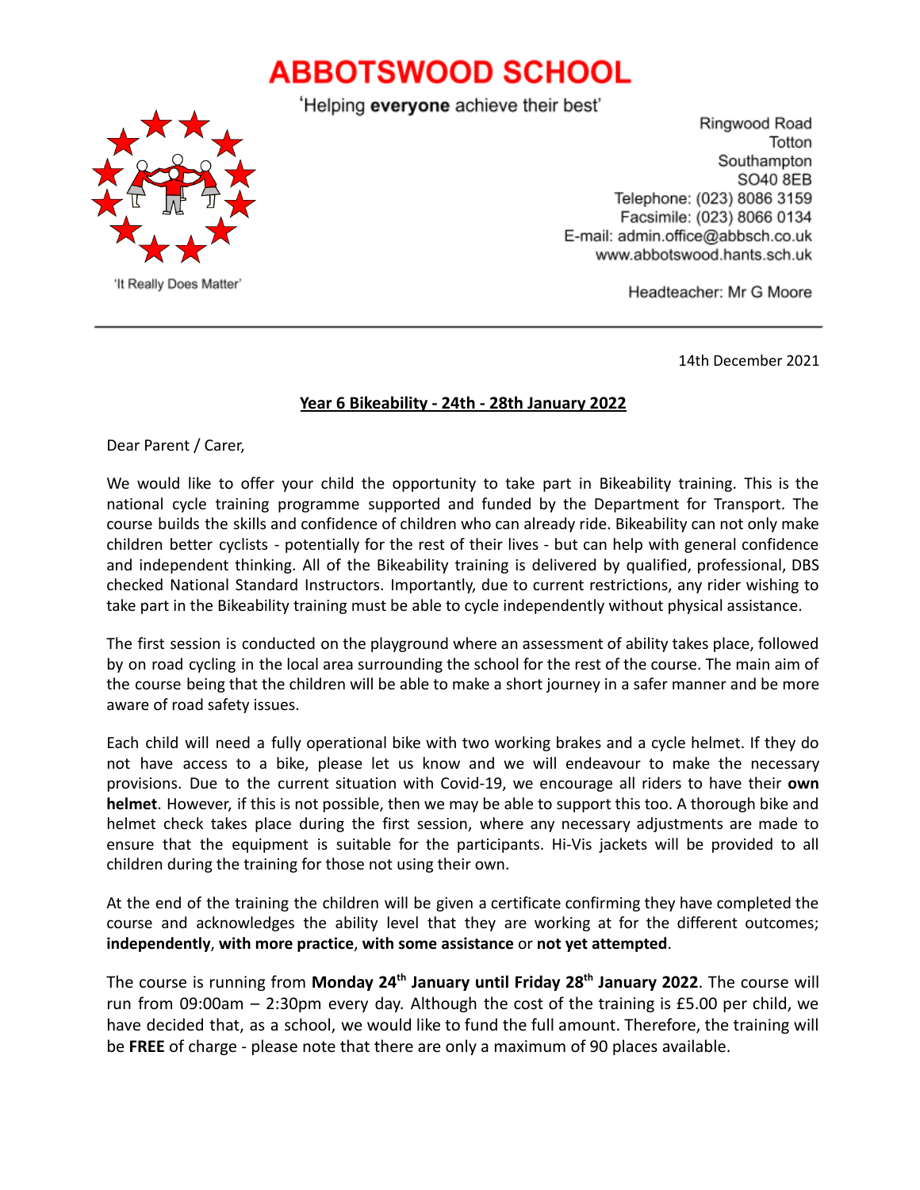# ABBOTSWOOD SCHOOL

'Helping **everyone** achieve their best'

'It Really Does Matter'

Ringwood Road
Totton
Southampton
SO40 8EB
Telephone: (023) 8086 3159
Facsimile: (023) 8066 0134
E-mail: admin.office@abbsch.co.uk
www.abbotswood.hants.sch.uk

Headteacher: Mr G Moore

---

14th December 2021

**Year 6 Bikeability - 24th - 28th January 2022**

Dear Parent / Carer,

We would like to offer your child the opportunity to take part in Bikeability training. This is the national cycle training programme supported and funded by the Department for Transport. The course builds the skills and confidence of children who can already ride. Bikeability can not only make children better cyclists - potentially for the rest of their lives - but can help with general confidence and independent thinking. All of the Bikeability training is delivered by qualified, professional, DBS checked National Standard Instructors. Importantly, due to current restrictions, any rider wishing to take part in the Bikeability training must be able to cycle independently without physical assistance.

The first session is conducted on the playground where an assessment of ability takes place, followed by on road cycling in the local area surrounding the school for the rest of the course. The main aim of the course being that the children will be able to make a short journey in a safer manner and be more aware of road safety issues.

Each child will need a fully operational bike with two working brakes and a cycle helmet. If they do not have access to a bike, please let us know and we will endeavour to make the necessary provisions. Due to the current situation with Covid-19, we encourage all riders to have their **own helmet**. However, if this is not possible, then we may be able to support this too. A thorough bike and helmet check takes place during the first session, where any necessary adjustments are made to ensure that the equipment is suitable for the participants. Hi-Vis jackets will be provided to all children during the training for those not using their own.

At the end of the training the children will be given a certificate confirming they have completed the course and acknowledges the ability level that they are working at for the different outcomes; **independently**, **with more practice**, **with some assistance** or **not yet attempted**.

The course is running from **Monday 24th January until Friday 28th January 2022**. The course will run from 09:00am – 2:30pm every day. Although the cost of the training is £5.00 per child, we have decided that, as a school, we would like to fund the full amount. Therefore, the training will be **FREE** of charge - please note that there are only a maximum of 90 places available.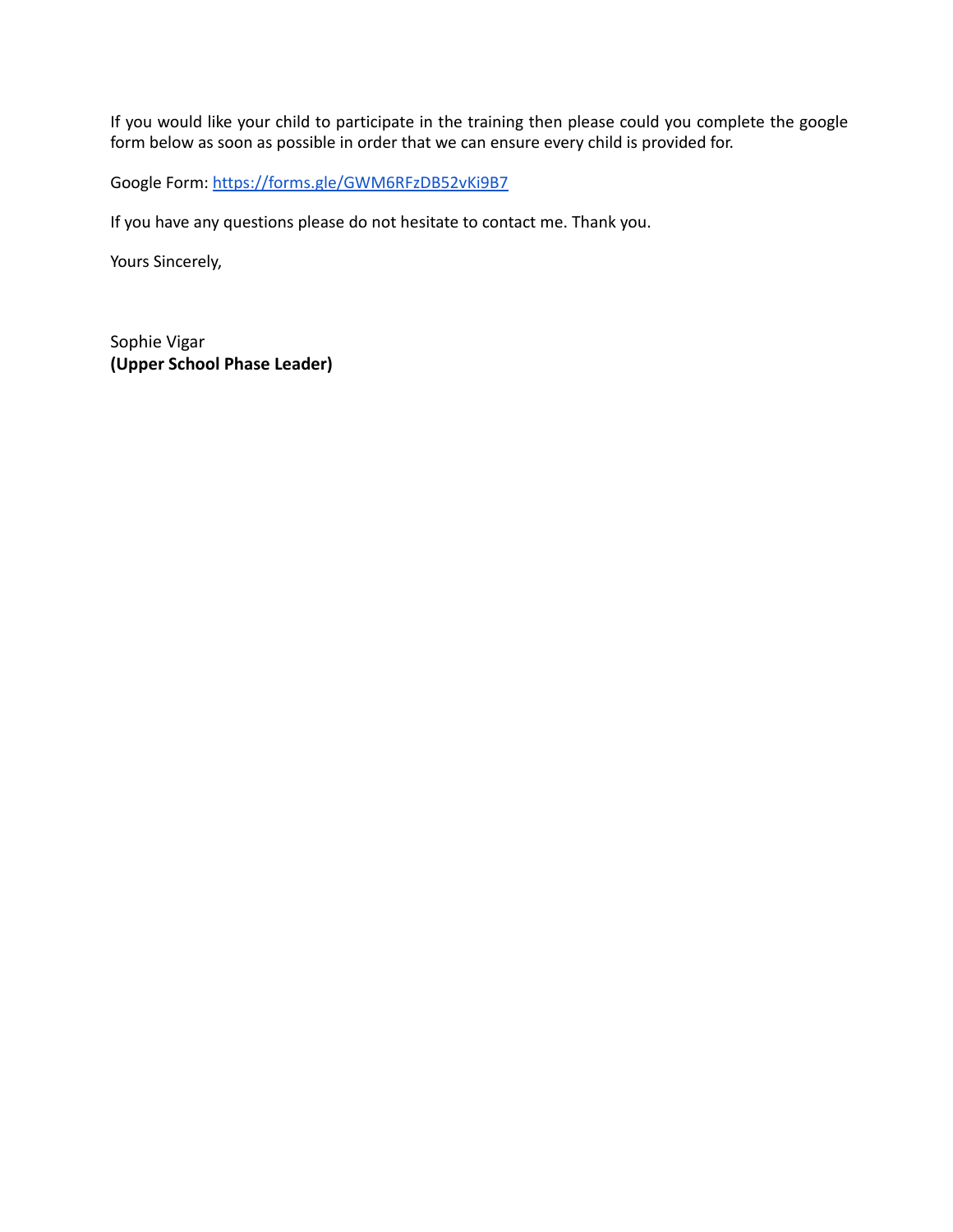If you would like your child to participate in the training then please could you complete the google form below as soon as possible in order that we can ensure every child is provided for.

Google Form: https://forms.gle/GWM6RFzDB52vKi9B7

If you have any questions please do not hesitate to contact me. Thank you.

Yours Sincerely,

Sophie Vigar
**(Upper School Phase Leader)**